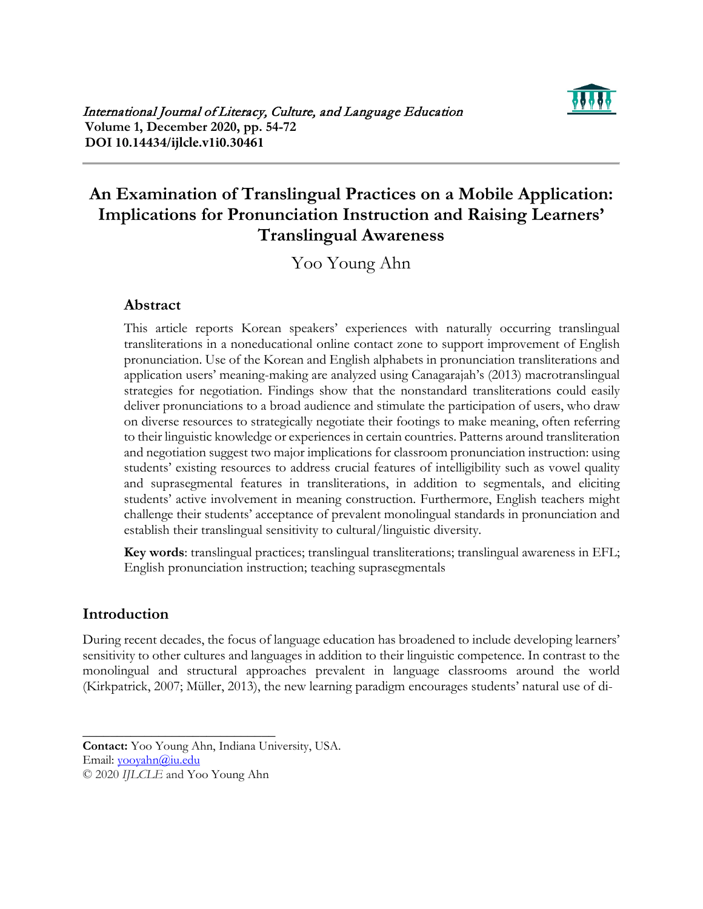# An Examination of Translingual Practices on a Mobile Application: Implications for Pronunciation Instruction and Raising Learners' Translingual Awareness

Yoo Young Ahn

## Abstract

This article reports Korean speakers' experiences with naturally occurring translingual transliterations in a noneducational online contact zone to support improvement of English pronunciation. Use of the Korean and English alphabets in pronunciation transliterations and application users' meaning-making are analyzed using Canagarajah's (2013) macrotranslingual strategies for negotiation. Findings show that the nonstandard transliterations could easily deliver pronunciations to a broad audience and stimulate the participation of users, who draw on diverse resources to strategically negotiate their footings to make meaning, often referring to their linguistic knowledge or experiences in certain countries. Patterns around transliteration and negotiation suggest two major implications for classroom pronunciation instruction: using students' existing resources to address crucial features of intelligibility such as vowel quality and suprasegmental features in transliterations, in addition to segmentals, and eliciting students' active involvement in meaning construction. Furthermore, English teachers might challenge their students' acceptance of prevalent monolingual standards in pronunciation and establish their translingual sensitivity to cultural/linguistic diversity.

**Key words**: translingual practices; translingual transliterations; translingual awareness in EFL; English pronunciation instruction; teaching suprasegmentals

## Introduction

During recent decades, the focus of language education has broadened to include developing learners' sensitivity to other cultures and languages in addition to their linguistic competence. In contrast to the monolingual and structural approaches prevalent in language classrooms around the world (Kirkpatrick, 2007; Müller, 2013), the new learning paradigm encourages students' natural use of di-

---

**Contact:** Yoo Young Ahn, Indiana University, USA.
Email: yooyahn@iu.edu
© 2020 *IJLCLE* and Yoo Young Ahn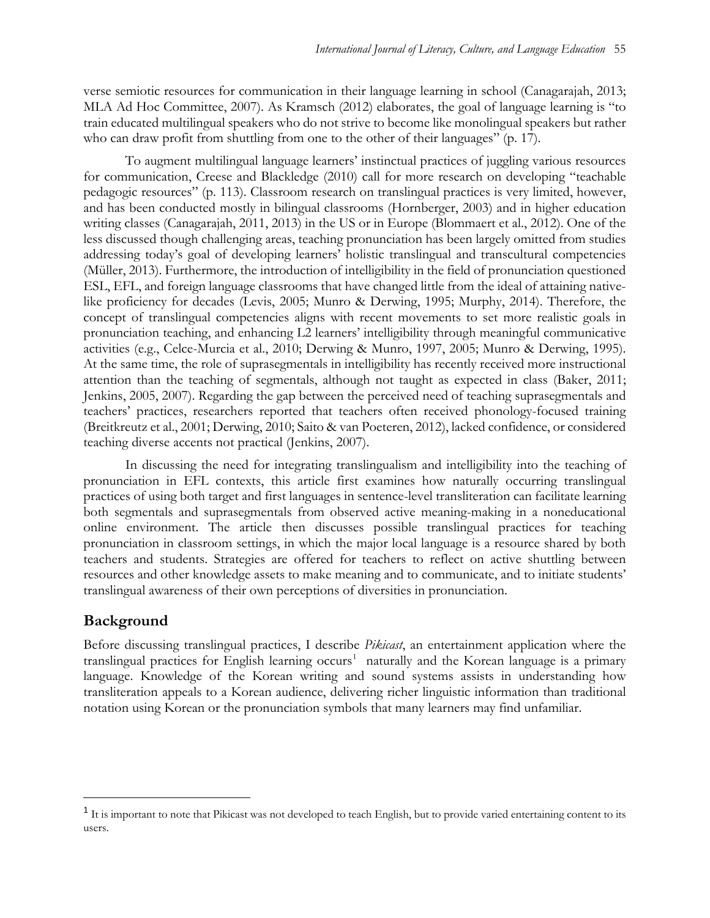verse semiotic resources for communication in their language learning in school (Canagarajah, 2013; MLA Ad Hoc Committee, 2007). As Kramsch (2012) elaborates, the goal of language learning is "to train educated multilingual speakers who do not strive to become like monolingual speakers but rather who can draw profit from shuttling from one to the other of their languages" (p. 17).

To augment multilingual language learners' instinctual practices of juggling various resources for communication, Creese and Blackledge (2010) call for more research on developing "teachable pedagogic resources" (p. 113). Classroom research on translingual practices is very limited, however, and has been conducted mostly in bilingual classrooms (Hornberger, 2003) and in higher education writing classes (Canagarajah, 2011, 2013) in the US or in Europe (Blommaert et al., 2012). One of the less discussed though challenging areas, teaching pronunciation has been largely omitted from studies addressing today's goal of developing learners' holistic translingual and transcultural competencies (Müller, 2013). Furthermore, the introduction of intelligibility in the field of pronunciation questioned ESL, EFL, and foreign language classrooms that have changed little from the ideal of attaining native-like proficiency for decades (Levis, 2005; Munro & Derwing, 1995; Murphy, 2014). Therefore, the concept of translingual competencies aligns with recent movements to set more realistic goals in pronunciation teaching, and enhancing L2 learners' intelligibility through meaningful communicative activities (e.g., Celce-Murcia et al., 2010; Derwing & Munro, 1997, 2005; Munro & Derwing, 1995). At the same time, the role of suprasegmentals in intelligibility has recently received more instructional attention than the teaching of segmentals, although not taught as expected in class (Baker, 2011; Jenkins, 2005, 2007). Regarding the gap between the perceived need of teaching suprasegmentals and teachers' practices, researchers reported that teachers often received phonology-focused training (Breitkreutz et al., 2001; Derwing, 2010; Saito & van Poeteren, 2012), lacked confidence, or considered teaching diverse accents not practical (Jenkins, 2007).

In discussing the need for integrating translingualism and intelligibility into the teaching of pronunciation in EFL contexts, this article first examines how naturally occurring translingual practices of using both target and first languages in sentence-level transliteration can facilitate learning both segmentals and suprasegmentals from observed active meaning-making in a noneducational online environment. The article then discusses possible translingual practices for teaching pronunciation in classroom settings, in which the major local language is a resource shared by both teachers and students. Strategies are offered for teachers to reflect on active shuttling between resources and other knowledge assets to make meaning and to communicate, and to initiate students' translingual awareness of their own perceptions of diversities in pronunciation.

## Background

Before discussing translingual practices, I describe *Pikicast*, an entertainment application where the translingual practices for English learning occurs[1] naturally and the Korean language is a primary language. Knowledge of the Korean writing and sound systems assists in understanding how transliteration appeals to a Korean audience, delivering richer linguistic information than traditional notation using Korean or the pronunciation symbols that many learners may find unfamiliar.

---

[1] It is important to note that Pikicast was not developed to teach English, but to provide varied entertaining content to its users.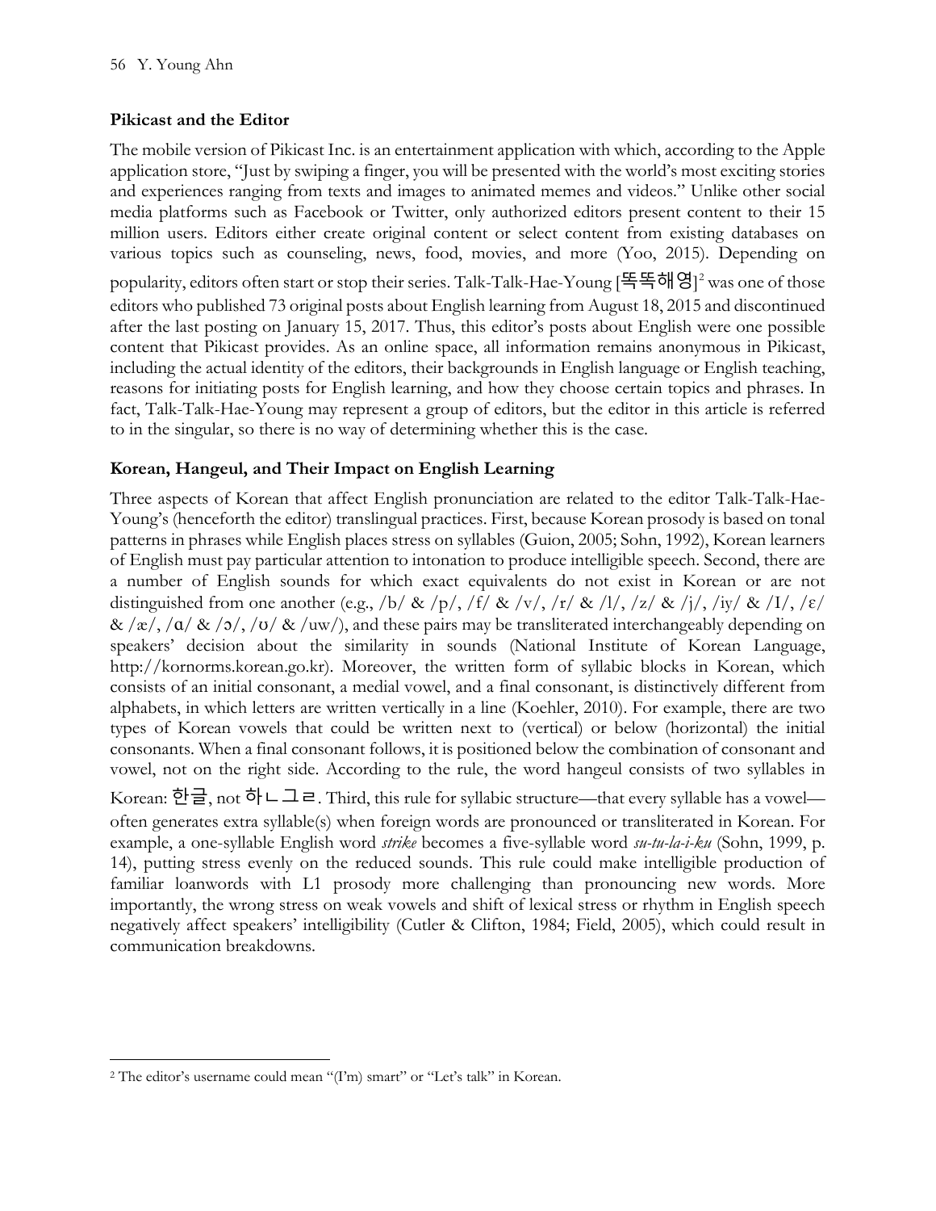### Pikicast and the Editor

The mobile version of Pikicast Inc. is an entertainment application with which, according to the Apple application store, "Just by swiping a finger, you will be presented with the world's most exciting stories and experiences ranging from texts and images to animated memes and videos." Unlike other social media platforms such as Facebook or Twitter, only authorized editors present content to their 15 million users. Editors either create original content or select content from existing databases on various topics such as counseling, news, food, movies, and more (Yoo, 2015). Depending on popularity, editors often start or stop their series. Talk-Talk-Hae-Young [똑똑해영][2] was one of those editors who published 73 original posts about English learning from August 18, 2015 and discontinued after the last posting on January 15, 2017. Thus, this editor's posts about English were one possible content that Pikicast provides. As an online space, all information remains anonymous in Pikicast, including the actual identity of the editors, their backgrounds in English language or English teaching, reasons for initiating posts for English learning, and how they choose certain topics and phrases. In fact, Talk-Talk-Hae-Young may represent a group of editors, but the editor in this article is referred to in the singular, so there is no way of determining whether this is the case.

### Korean, Hangeul, and Their Impact on English Learning

Three aspects of Korean that affect English pronunciation are related to the editor Talk-Talk-Hae-Young's (henceforth the editor) translingual practices. First, because Korean prosody is based on tonal patterns in phrases while English places stress on syllables (Guion, 2005; Sohn, 1992), Korean learners of English must pay particular attention to intonation to produce intelligible speech. Second, there are a number of English sounds for which exact equivalents do not exist in Korean or are not distinguished from one another (e.g., /b/ & /p/, /f/ & /v/, /r/ & /l/, /z/ & /j/, /iy/ & /I/, /ɛ/ & /æ/, /ɑ/ & /ɔ/, /ʊ/ & /uw/), and these pairs may be transliterated interchangeably depending on speakers' decision about the similarity in sounds (National Institute of Korean Language, http://kornorms.korean.go.kr). Moreover, the written form of syllabic blocks in Korean, which consists of an initial consonant, a medial vowel, and a final consonant, is distinctively different from alphabets, in which letters are written vertically in a line (Koehler, 2010). For example, there are two types of Korean vowels that could be written next to (vertical) or below (horizontal) the initial consonants. When a final consonant follows, it is positioned below the combination of consonant and vowel, not on the right side. According to the rule, the word hangeul consists of two syllables in Korean: 한글, not 하ㄴ그ㄹ. Third, this rule for syllabic structure—that every syllable has a vowel—often generates extra syllable(s) when foreign words are pronounced or transliterated in Korean. For example, a one-syllable English word *strike* becomes a five-syllable word *su-tu-la-i-ku* (Sohn, 1999, p. 14), putting stress evenly on the reduced sounds. This rule could make intelligible production of familiar loanwords with L1 prosody more challenging than pronouncing new words. More importantly, the wrong stress on weak vowels and shift of lexical stress or rhythm in English speech negatively affect speakers' intelligibility (Cutler & Clifton, 1984; Field, 2005), which could result in communication breakdowns.

[2] The editor's username could mean "(I'm) smart" or "Let's talk" in Korean.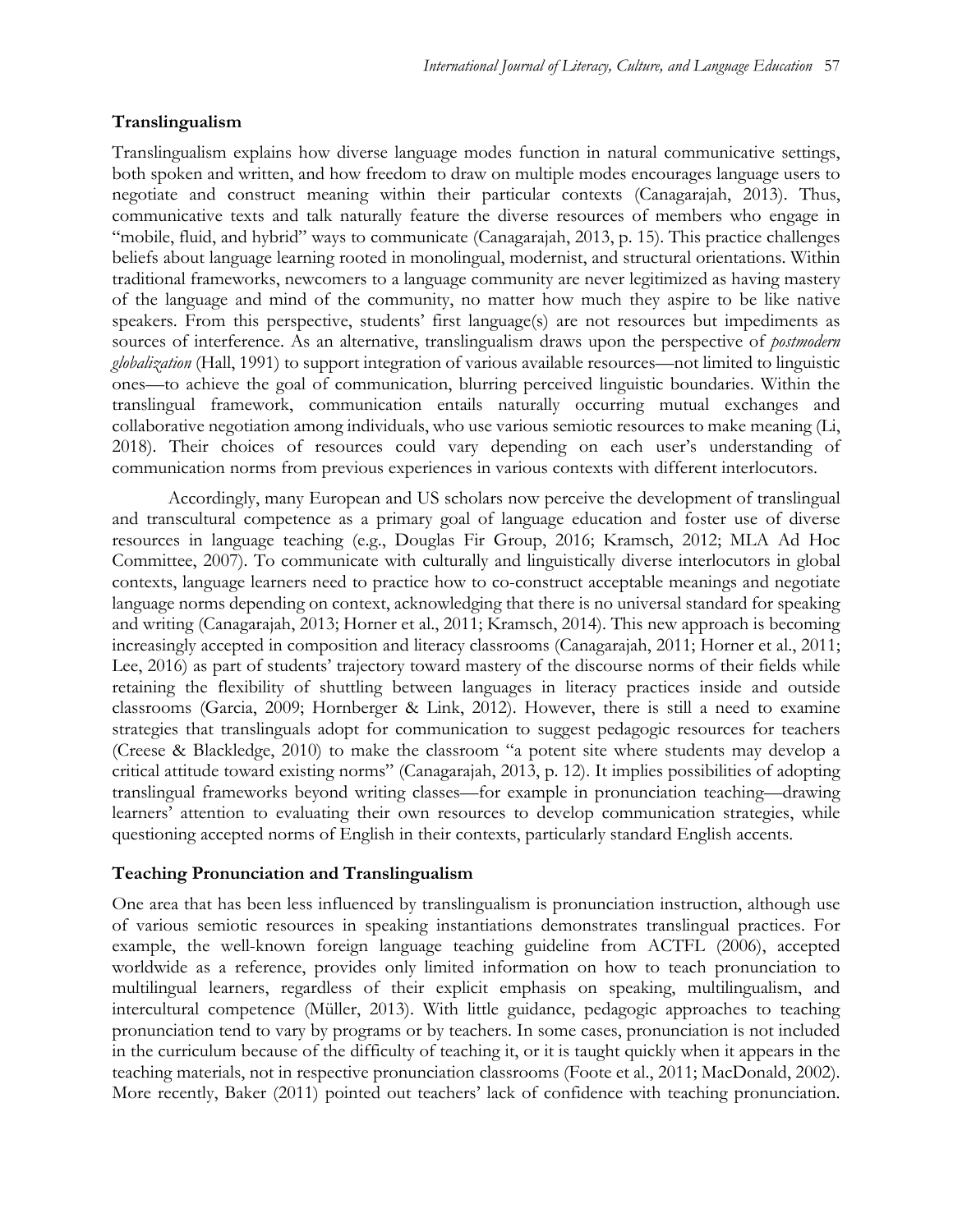## Translingualism

Translingualism explains how diverse language modes function in natural communicative settings, both spoken and written, and how freedom to draw on multiple modes encourages language users to negotiate and construct meaning within their particular contexts (Canagarajah, 2013). Thus, communicative texts and talk naturally feature the diverse resources of members who engage in "mobile, fluid, and hybrid" ways to communicate (Canagarajah, 2013, p. 15). This practice challenges beliefs about language learning rooted in monolingual, modernist, and structural orientations. Within traditional frameworks, newcomers to a language community are never legitimized as having mastery of the language and mind of the community, no matter how much they aspire to be like native speakers. From this perspective, students' first language(s) are not resources but impediments as sources of interference. As an alternative, translingualism draws upon the perspective of *postmodern globalization* (Hall, 1991) to support integration of various available resources—not limited to linguistic ones—to achieve the goal of communication, blurring perceived linguistic boundaries. Within the translingual framework, communication entails naturally occurring mutual exchanges and collaborative negotiation among individuals, who use various semiotic resources to make meaning (Li, 2018). Their choices of resources could vary depending on each user's understanding of communication norms from previous experiences in various contexts with different interlocutors.

Accordingly, many European and US scholars now perceive the development of translingual and transcultural competence as a primary goal of language education and foster use of diverse resources in language teaching (e.g., Douglas Fir Group, 2016; Kramsch, 2012; MLA Ad Hoc Committee, 2007). To communicate with culturally and linguistically diverse interlocutors in global contexts, language learners need to practice how to co-construct acceptable meanings and negotiate language norms depending on context, acknowledging that there is no universal standard for speaking and writing (Canagarajah, 2013; Horner et al., 2011; Kramsch, 2014). This new approach is becoming increasingly accepted in composition and literacy classrooms (Canagarajah, 2011; Horner et al., 2011; Lee, 2016) as part of students' trajectory toward mastery of the discourse norms of their fields while retaining the flexibility of shuttling between languages in literacy practices inside and outside classrooms (Garcia, 2009; Hornberger & Link, 2012). However, there is still a need to examine strategies that translinguals adopt for communication to suggest pedagogic resources for teachers (Creese & Blackledge, 2010) to make the classroom "a potent site where students may develop a critical attitude toward existing norms" (Canagarajah, 2013, p. 12). It implies possibilities of adopting translingual frameworks beyond writing classes—for example in pronunciation teaching—drawing learners' attention to evaluating their own resources to develop communication strategies, while questioning accepted norms of English in their contexts, particularly standard English accents.

## Teaching Pronunciation and Translingualism

One area that has been less influenced by translingualism is pronunciation instruction, although use of various semiotic resources in speaking instantiations demonstrates translingual practices. For example, the well-known foreign language teaching guideline from ACTFL (2006), accepted worldwide as a reference, provides only limited information on how to teach pronunciation to multilingual learners, regardless of their explicit emphasis on speaking, multilingualism, and intercultural competence (Müller, 2013). With little guidance, pedagogic approaches to teaching pronunciation tend to vary by programs or by teachers. In some cases, pronunciation is not included in the curriculum because of the difficulty of teaching it, or it is taught quickly when it appears in the teaching materials, not in respective pronunciation classrooms (Foote et al., 2011; MacDonald, 2002). More recently, Baker (2011) pointed out teachers' lack of confidence with teaching pronunciation.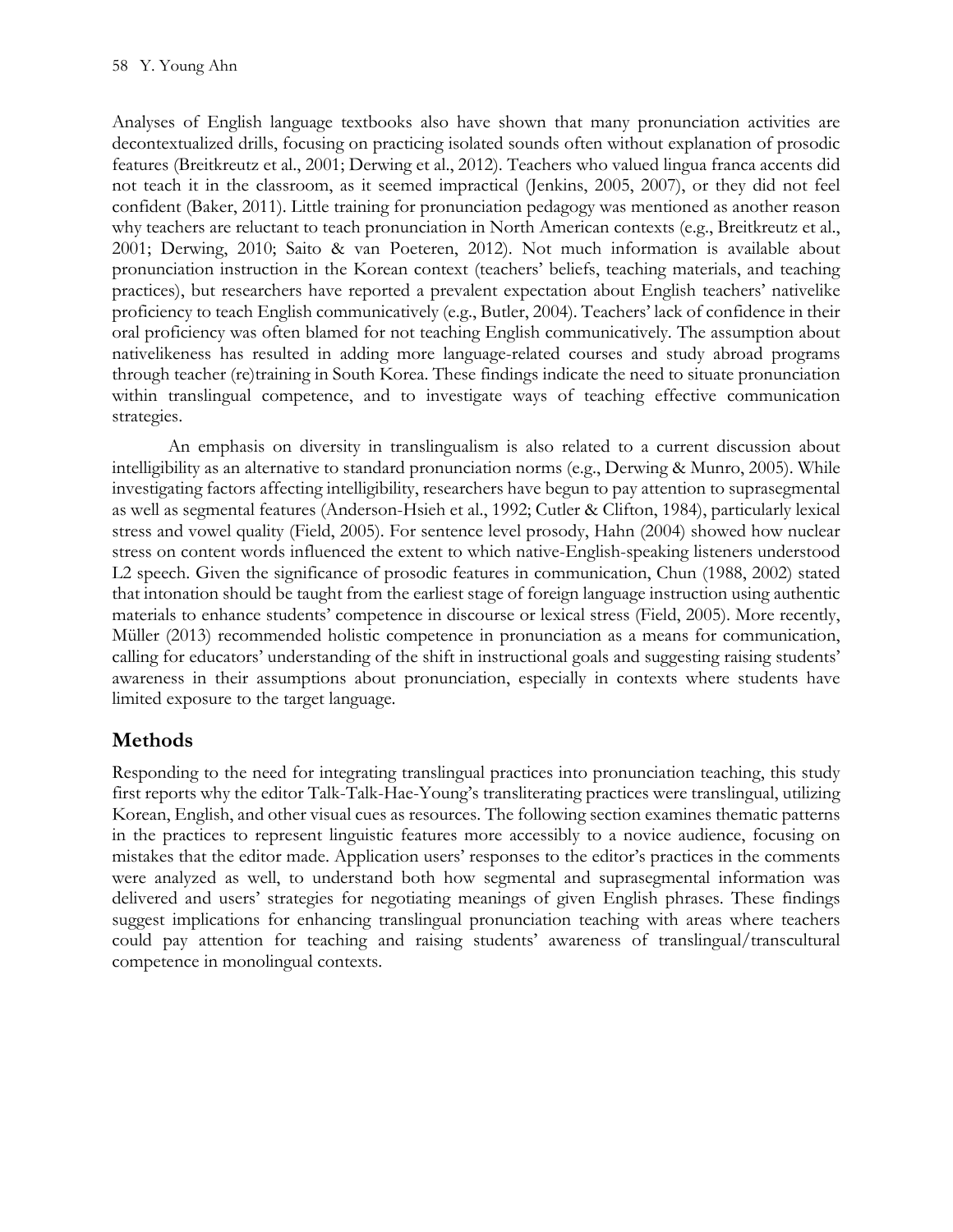Analyses of English language textbooks also have shown that many pronunciation activities are decontextualized drills, focusing on practicing isolated sounds often without explanation of prosodic features (Breitkreutz et al., 2001; Derwing et al., 2012). Teachers who valued lingua franca accents did not teach it in the classroom, as it seemed impractical (Jenkins, 2005, 2007), or they did not feel confident (Baker, 2011). Little training for pronunciation pedagogy was mentioned as another reason why teachers are reluctant to teach pronunciation in North American contexts (e.g., Breitkreutz et al., 2001; Derwing, 2010; Saito & van Poeteren, 2012). Not much information is available about pronunciation instruction in the Korean context (teachers' beliefs, teaching materials, and teaching practices), but researchers have reported a prevalent expectation about English teachers' nativelike proficiency to teach English communicatively (e.g., Butler, 2004). Teachers' lack of confidence in their oral proficiency was often blamed for not teaching English communicatively. The assumption about nativelikeness has resulted in adding more language-related courses and study abroad programs through teacher (re)training in South Korea. These findings indicate the need to situate pronunciation within translingual competence, and to investigate ways of teaching effective communication strategies.

An emphasis on diversity in translingualism is also related to a current discussion about intelligibility as an alternative to standard pronunciation norms (e.g., Derwing & Munro, 2005). While investigating factors affecting intelligibility, researchers have begun to pay attention to suprasegmental as well as segmental features (Anderson-Hsieh et al., 1992; Cutler & Clifton, 1984), particularly lexical stress and vowel quality (Field, 2005). For sentence level prosody, Hahn (2004) showed how nuclear stress on content words influenced the extent to which native-English-speaking listeners understood L2 speech. Given the significance of prosodic features in communication, Chun (1988, 2002) stated that intonation should be taught from the earliest stage of foreign language instruction using authentic materials to enhance students' competence in discourse or lexical stress (Field, 2005). More recently, Müller (2013) recommended holistic competence in pronunciation as a means for communication, calling for educators' understanding of the shift in instructional goals and suggesting raising students' awareness in their assumptions about pronunciation, especially in contexts where students have limited exposure to the target language.

## Methods

Responding to the need for integrating translingual practices into pronunciation teaching, this study first reports why the editor Talk-Talk-Hae-Young's transliterating practices were translingual, utilizing Korean, English, and other visual cues as resources. The following section examines thematic patterns in the practices to represent linguistic features more accessibly to a novice audience, focusing on mistakes that the editor made. Application users' responses to the editor's practices in the comments were analyzed as well, to understand both how segmental and suprasegmental information was delivered and users' strategies for negotiating meanings of given English phrases. These findings suggest implications for enhancing translingual pronunciation teaching with areas where teachers could pay attention for teaching and raising students' awareness of translingual/transcultural competence in monolingual contexts.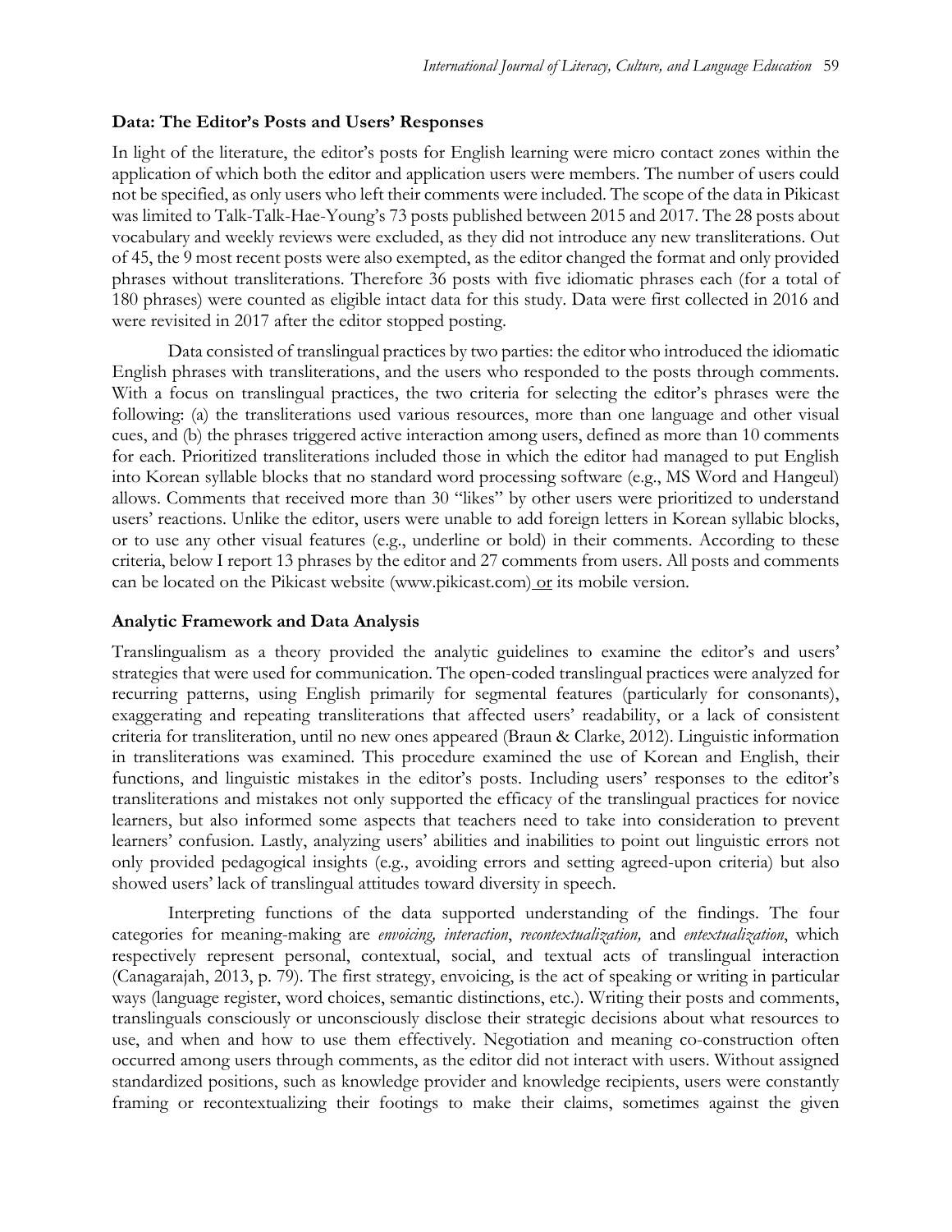### Data: The Editor's Posts and Users' Responses

In light of the literature, the editor's posts for English learning were micro contact zones within the application of which both the editor and application users were members. The number of users could not be specified, as only users who left their comments were included. The scope of the data in Pikicast was limited to Talk-Talk-Hae-Young's 73 posts published between 2015 and 2017. The 28 posts about vocabulary and weekly reviews were excluded, as they did not introduce any new transliterations. Out of 45, the 9 most recent posts were also exempted, as the editor changed the format and only provided phrases without transliterations. Therefore 36 posts with five idiomatic phrases each (for a total of 180 phrases) were counted as eligible intact data for this study. Data were first collected in 2016 and were revisited in 2017 after the editor stopped posting.

Data consisted of translingual practices by two parties: the editor who introduced the idiomatic English phrases with transliterations, and the users who responded to the posts through comments. With a focus on translingual practices, the two criteria for selecting the editor's phrases were the following: (a) the transliterations used various resources, more than one language and other visual cues, and (b) the phrases triggered active interaction among users, defined as more than 10 comments for each. Prioritized transliterations included those in which the editor had managed to put English into Korean syllable blocks that no standard word processing software (e.g., MS Word and Hangeul) allows. Comments that received more than 30 "likes" by other users were prioritized to understand users' reactions. Unlike the editor, users were unable to add foreign letters in Korean syllabic blocks, or to use any other visual features (e.g., underline or bold) in their comments. According to these criteria, below I report 13 phrases by the editor and 27 comments from users. All posts and comments can be located on the Pikicast website (www.pikicast.com) or its mobile version.

### Analytic Framework and Data Analysis

Translingualism as a theory provided the analytic guidelines to examine the editor's and users' strategies that were used for communication. The open-coded translingual practices were analyzed for recurring patterns, using English primarily for segmental features (particularly for consonants), exaggerating and repeating transliterations that affected users' readability, or a lack of consistent criteria for transliteration, until no new ones appeared (Braun & Clarke, 2012). Linguistic information in transliterations was examined. This procedure examined the use of Korean and English, their functions, and linguistic mistakes in the editor's posts. Including users' responses to the editor's transliterations and mistakes not only supported the efficacy of the translingual practices for novice learners, but also informed some aspects that teachers need to take into consideration to prevent learners' confusion. Lastly, analyzing users' abilities and inabilities to point out linguistic errors not only provided pedagogical insights (e.g., avoiding errors and setting agreed-upon criteria) but also showed users' lack of translingual attitudes toward diversity in speech.

Interpreting functions of the data supported understanding of the findings. The four categories for meaning-making are *envoicing, interaction*, *recontextualization,* and *entextualization*, which respectively represent personal, contextual, social, and textual acts of translingual interaction (Canagarajah, 2013, p. 79). The first strategy, envoicing, is the act of speaking or writing in particular ways (language register, word choices, semantic distinctions, etc.). Writing their posts and comments, translinguals consciously or unconsciously disclose their strategic decisions about what resources to use, and when and how to use them effectively. Negotiation and meaning co-construction often occurred among users through comments, as the editor did not interact with users. Without assigned standardized positions, such as knowledge provider and knowledge recipients, users were constantly framing or recontextualizing their footings to make their claims, sometimes against the given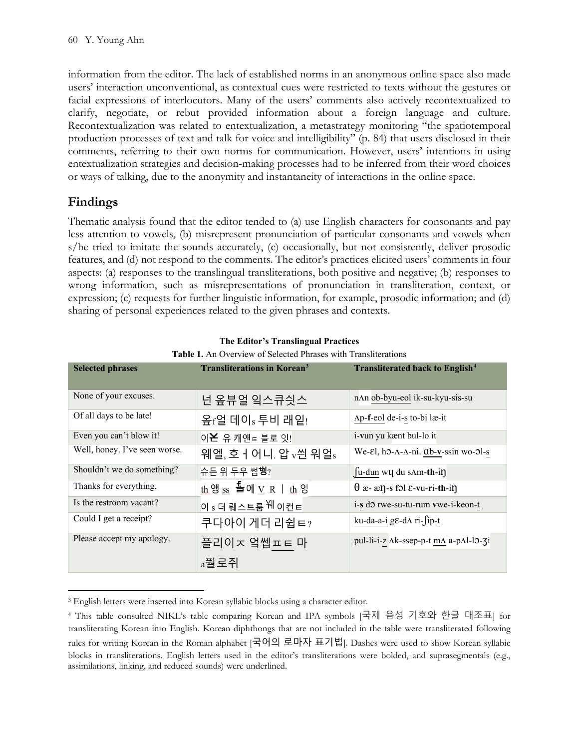information from the editor. The lack of established norms in an anonymous online space also made users' interaction unconventional, as contextual cues were restricted to texts without the gestures or facial expressions of interlocutors. Many of the users' comments also actively recontextualized to clarify, negotiate, or rebut provided information about a foreign language and culture. Recontextualization was related to entextualization, a metastrategy monitoring "the spatiotemporal production processes of text and talk for voice and intelligibility" (p. 84) that users disclosed in their comments, referring to their own norms for communication. However, users' intentions in using entextualization strategies and decision-making processes had to be inferred from their word choices or ways of talking, due to the anonymity and instantaneity of interactions in the online space.

## Findings

Thematic analysis found that the editor tended to (a) use English characters for consonants and pay less attention to vowels, (b) misrepresent pronunciation of particular consonants and vowels when s/he tried to imitate the sounds accurately, (c) occasionally, but not consistently, deliver prosodic features, and (d) not respond to the comments. The editor's practices elicited users' comments in four aspects: (a) responses to the translingual transliterations, both positive and negative; (b) responses to wrong information, such as misrepresentations of pronunciation in transliteration, context, or expression; (c) requests for further linguistic information, for example, prosodic information; and (d) sharing of personal experiences related to the given phrases and contexts.

**The Editor's Translingual Practices**

**Table 1.** An Overview of Selected Phrases with Transliterations

| Selected phrases | Transliterations in Korean[3] | Transliterated back to English[4] |
|---|---|---|
| None of your excuses. | 넌 옾뷰얼 익스큐싯스 | nʌn ob-byu-eol ik-su-kyu-sis-su |
| Of all days to be late! | 옾f얼 데이s 투비 래잍! | ʌp-**f**-eol de-i-**s** to-bi læ-it |
| Even you can't blow it! | 이ᄇ 유 캐앤ㅌ 블로 잇! | i-**v**un yu kænt bul-lo it |
| Well, honey. I've seen worse. | 웨엘, 호ㅓ어니. 압 v씬 워얼s | We-ɛl, hɔ-ʌ-ʌ-ni. ɑb-**v**-ssin wo-ɔl-**s** |
| Shouldn't we do something? | 슈든 위 두우 썸th잉? | ʃu-dun wɥ du sʌm-**th**-iŋ |
| Thanks for everything. | th 앵 ss f올 에 V R ㅣ th 잉 | θ æ- æŋ-**s** **f**ɔl ɛ-**v**u-**r**i-**th**-iŋ |
| Is the restroom vacant? | 이 s 더 뤠스트룸 V웨 이컨ㅌ | i-**s** dɔ rwe-su-tu-rum **v**we-i-keon-t |
| Could I get a receipt? | 쿠다아이 게더 리쉽ㅌ? | ku-da-a-i gɛ-dʌ ri-ʃip-t |
| Please accept my apology. | 플리이ㅈ 억쎕ㅍㅌ 마 a펄로쥐 | pul-li-i-z ʌk-ssep-p-t mʌ **a**-pʌl-lɔ-ʒi |

[3] English letters were inserted into Korean syllabic blocks using a character editor.

[4] This table consulted NIKL's table comparing Korean and IPA symbols [국제 음성 기호와 한글 대조표] for transliterating Korean into English. Korean diphthongs that are not included in the table were transliterated following rules for writing Korean in the Roman alphabet [국어의 로마자 표기법]. Dashes were used to show Korean syllabic blocks in transliterations. English letters used in the editor's transliterations were bolded, and suprasegmentals (e.g., assimilations, linking, and reduced sounds) were underlined.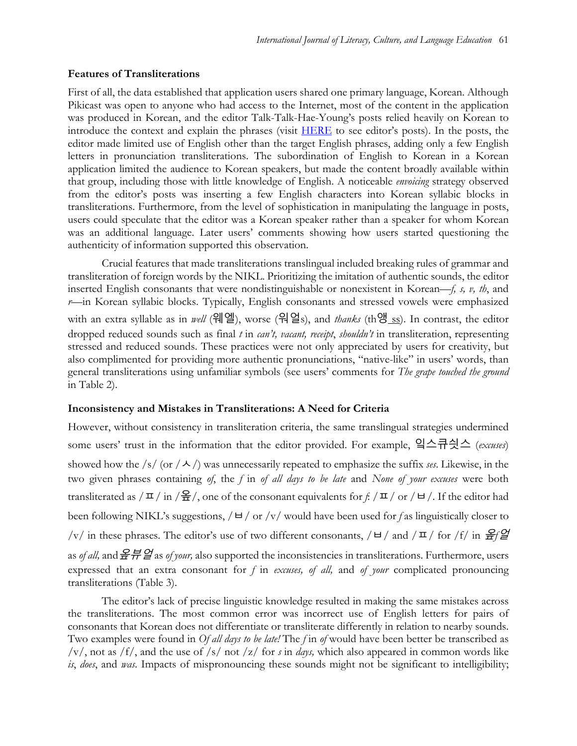### Features of Transliterations

First of all, the data established that application users shared one primary language, Korean. Although Pikicast was open to anyone who had access to the Internet, most of the content in the application was produced in Korean, and the editor Talk-Talk-Hae-Young's posts relied heavily on Korean to introduce the context and explain the phrases (visit HERE to see editor's posts). In the posts, the editor made limited use of English other than the target English phrases, adding only a few English letters in pronunciation transliterations. The subordination of English to Korean in a Korean application limited the audience to Korean speakers, but made the content broadly available within that group, including those with little knowledge of English. A noticeable *envoicing* strategy observed from the editor's posts was inserting a few English characters into Korean syllabic blocks in transliterations. Furthermore, from the level of sophistication in manipulating the language in posts, users could speculate that the editor was a Korean speaker rather than a speaker for whom Korean was an additional language. Later users' comments showing how users started questioning the authenticity of information supported this observation.

Crucial features that made transliterations translingual included breaking rules of grammar and transliteration of foreign words by the NIKL. Prioritizing the imitation of authentic sounds, the editor inserted English consonants that were nondistinguishable or nonexistent in Korean—*f, s, v, th*, and *r*—in Korean syllabic blocks. Typically, English consonants and stressed vowels were emphasized with an extra syllable as in *well* (웨엘), worse (워얼s), and *thanks* (th앵_ss). In contrast, the editor dropped reduced sounds such as final *t* in *can't, vacant, receipt*, *shouldn't* in transliteration, representing stressed and reduced sounds. These practices were not only appreciated by users for creativity, but also complimented for providing more authentic pronunciations, "native-like" in users' words, than general transliterations using unfamiliar symbols (see users' comments for *The grape touched the ground* in Table 2).

### Inconsistency and Mistakes in Transliterations: A Need for Criteria

However, without consistency in transliteration criteria, the same translingual strategies undermined some users' trust in the information that the editor provided. For example, 익스큐싓스 (*excuses*) showed how the /s/ (or /ㅅ/) was unnecessarily repeated to emphasize the suffix *ses*. Likewise, in the two given phrases containing *of*, the *f* in *of all days to be late* and *None of your excuses* were both transliterated as /ㅍ/ in /옾/, one of the consonant equivalents for *f*: /ㅍ/ or /ㅂ/. If the editor had been following NIKL's suggestions, /ㅂ/ or /v/ would have been used for *f* as linguistically closer to /v/ in these phrases. The editor's use of two different consonants, /ㅂ/ and /ㅍ/ for /f/ in *옾f얼* as *of all,* and *옾뷰얼* as *of your,* also supported the inconsistencies in transliterations. Furthermore, users expressed that an extra consonant for *f* in *excuses, of all,* and *of your* complicated pronouncing transliterations (Table 3).

The editor's lack of precise linguistic knowledge resulted in making the same mistakes across the transliterations. The most common error was incorrect use of English letters for pairs of consonants that Korean does not differentiate or transliterate differently in relation to nearby sounds. Two examples were found in *Of all days to be late!* The *f* in *of* would have been better be transcribed as /v/, not as /f/, and the use of /s/ not /z/ for *s* in *days,* which also appeared in common words like *is*, *does*, and *was*. Impacts of mispronouncing these sounds might not be significant to intelligibility;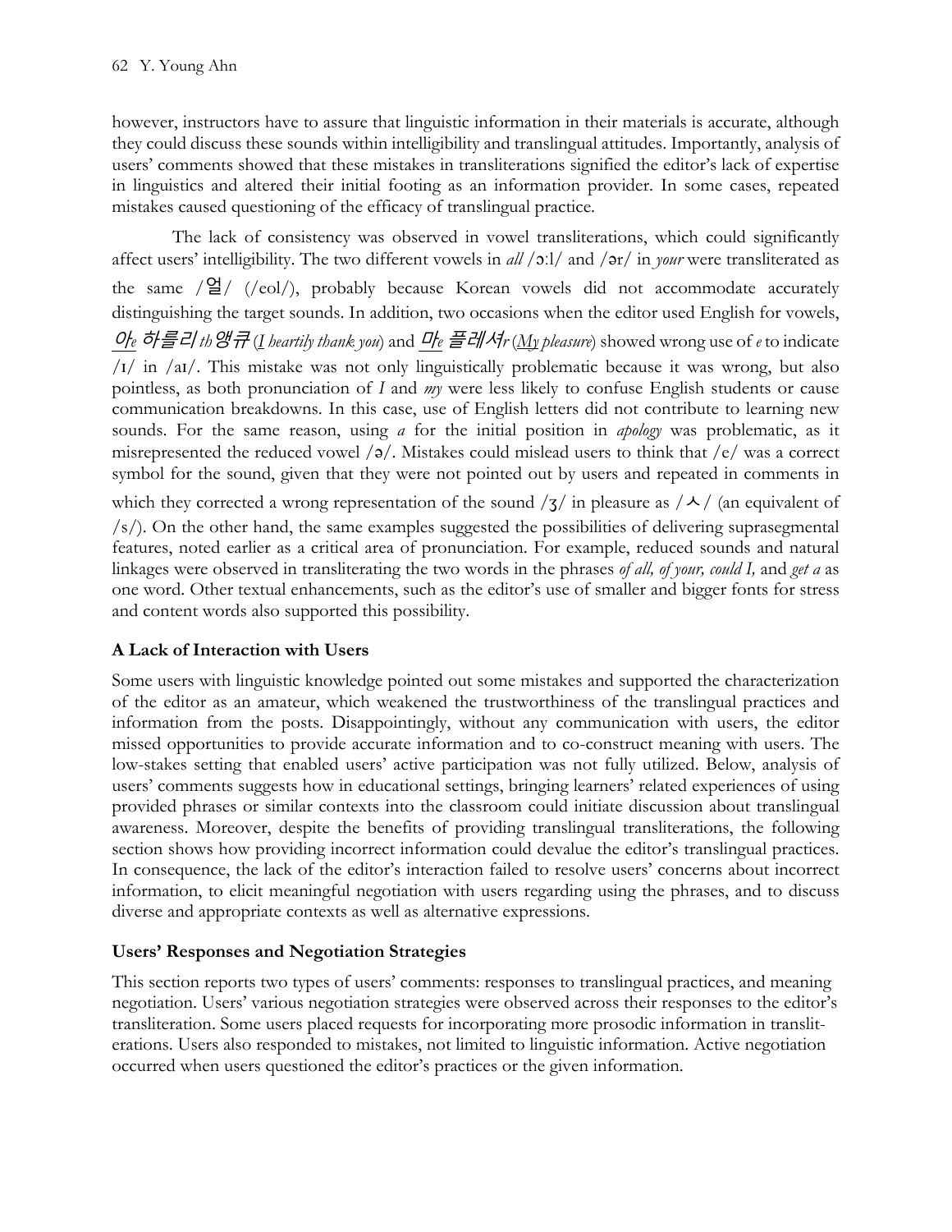however, instructors have to assure that linguistic information in their materials is accurate, although they could discuss these sounds within intelligibility and translingual attitudes. Importantly, analysis of users' comments showed that these mistakes in transliterations signified the editor's lack of expertise in linguistics and altered their initial footing as an information provider. In some cases, repeated mistakes caused questioning of the efficacy of translingual practice.

The lack of consistency was observed in vowel transliterations, which could significantly affect users' intelligibility. The two different vowels in *all* /ɔːl/ and /ər/ in *your* were transliterated as the same /얼/ (/eol/), probably because Korean vowels did not accommodate accurately distinguishing the target sounds. In addition, two occasions when the editor used English for vowels, *아e 하틀리 th 앵큐* (*I heartily thank you*) and *마e 플레셔r* (*My pleasure*) showed wrong use of *e* to indicate /ɪ/ in /aɪ/. This mistake was not only linguistically problematic because it was wrong, but also pointless, as both pronunciation of *I* and *my* were less likely to confuse English students or cause communication breakdowns. In this case, use of English letters did not contribute to learning new sounds. For the same reason, using *a* for the initial position in *apology* was problematic, as it misrepresented the reduced vowel /ə/. Mistakes could mislead users to think that /e/ was a correct symbol for the sound, given that they were not pointed out by users and repeated in comments in which they corrected a wrong representation of the sound /ʒ/ in pleasure as /ㅅ/ (an equivalent of /s/). On the other hand, the same examples suggested the possibilities of delivering suprasegmental features, noted earlier as a critical area of pronunciation. For example, reduced sounds and natural linkages were observed in transliterating the two words in the phrases *of all, of your, could I,* and *get a* as one word. Other textual enhancements, such as the editor's use of smaller and bigger fonts for stress and content words also supported this possibility.

### A Lack of Interaction with Users

Some users with linguistic knowledge pointed out some mistakes and supported the characterization of the editor as an amateur, which weakened the trustworthiness of the translingual practices and information from the posts. Disappointingly, without any communication with users, the editor missed opportunities to provide accurate information and to co-construct meaning with users. The low-stakes setting that enabled users' active participation was not fully utilized. Below, analysis of users' comments suggests how in educational settings, bringing learners' related experiences of using provided phrases or similar contexts into the classroom could initiate discussion about translingual awareness. Moreover, despite the benefits of providing translingual transliterations, the following section shows how providing incorrect information could devalue the editor's translingual practices. In consequence, the lack of the editor's interaction failed to resolve users' concerns about incorrect information, to elicit meaningful negotiation with users regarding using the phrases, and to discuss diverse and appropriate contexts as well as alternative expressions.

### Users' Responses and Negotiation Strategies

This section reports two types of users' comments: responses to translingual practices, and meaning negotiation. Users' various negotiation strategies were observed across their responses to the editor's transliteration. Some users placed requests for incorporating more prosodic information in transliterations. Users also responded to mistakes, not limited to linguistic information. Active negotiation occurred when users questioned the editor's practices or the given information.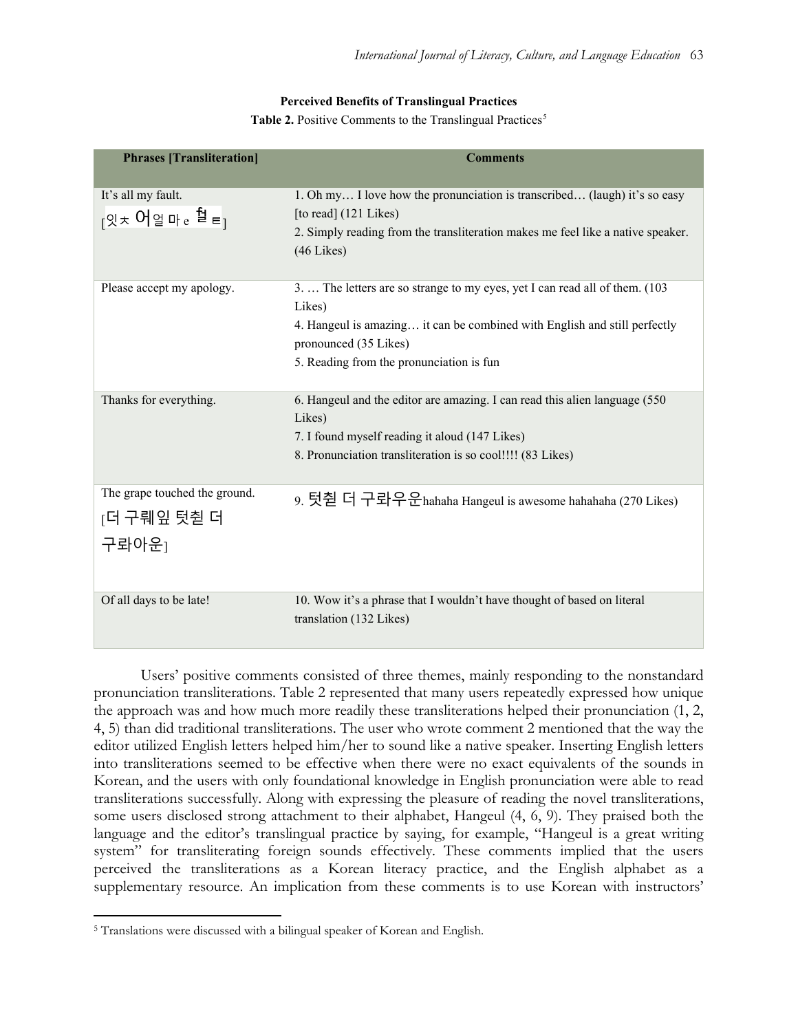**Perceived Benefits of Translingual Practices**

**Table 2.** Positive Comments to the Translingual Practices[5]

| Phrases [Transliteration] | Comments |
|---|---|
| It's all my fault. [잇ㅊ 어얼 마 e 펄 ㅌ] | 1. Oh my… I love how the pronunciation is transcribed… (laugh) it's so easy [to read] (121 Likes)<br>2. Simply reading from the transliteration makes me feel like a native speaker. (46 Likes) |
| Please accept my apology. | 3. … The letters are so strange to my eyes, yet I can read all of them. (103 Likes)<br>4. Hangeul is amazing… it can be combined with English and still perfectly pronounced (35 Likes)<br>5. Reading from the pronunciation is fun |
| Thanks for everything. | 6. Hangeul and the editor are amazing. I can read this alien language (550 Likes)<br>7. I found myself reading it aloud (147 Likes)<br>8. Pronunciation transliteration is so cool!!!! (83 Likes) |
| The grape touched the ground. [더 구뤠잎 텃칠 더 구롸아운] | 9. 텃칠 더 구롸우운hahaha Hangeul is awesome hahahaha (270 Likes) |
| Of all days to be late! | 10. Wow it's a phrase that I wouldn't have thought of based on literal translation (132 Likes) |

Users' positive comments consisted of three themes, mainly responding to the nonstandard pronunciation transliterations. Table 2 represented that many users repeatedly expressed how unique the approach was and how much more readily these transliterations helped their pronunciation (1, 2, 4, 5) than did traditional transliterations. The user who wrote comment 2 mentioned that the way the editor utilized English letters helped him/her to sound like a native speaker. Inserting English letters into transliterations seemed to be effective when there were no exact equivalents of the sounds in Korean, and the users with only foundational knowledge in English pronunciation were able to read transliterations successfully. Along with expressing the pleasure of reading the novel transliterations, some users disclosed strong attachment to their alphabet, Hangeul (4, 6, 9). They praised both the language and the editor's translingual practice by saying, for example, "Hangeul is a great writing system" for transliterating foreign sounds effectively. These comments implied that the users perceived the transliterations as a Korean literacy practice, and the English alphabet as a supplementary resource. An implication from these comments is to use Korean with instructors'

[5] Translations were discussed with a bilingual speaker of Korean and English.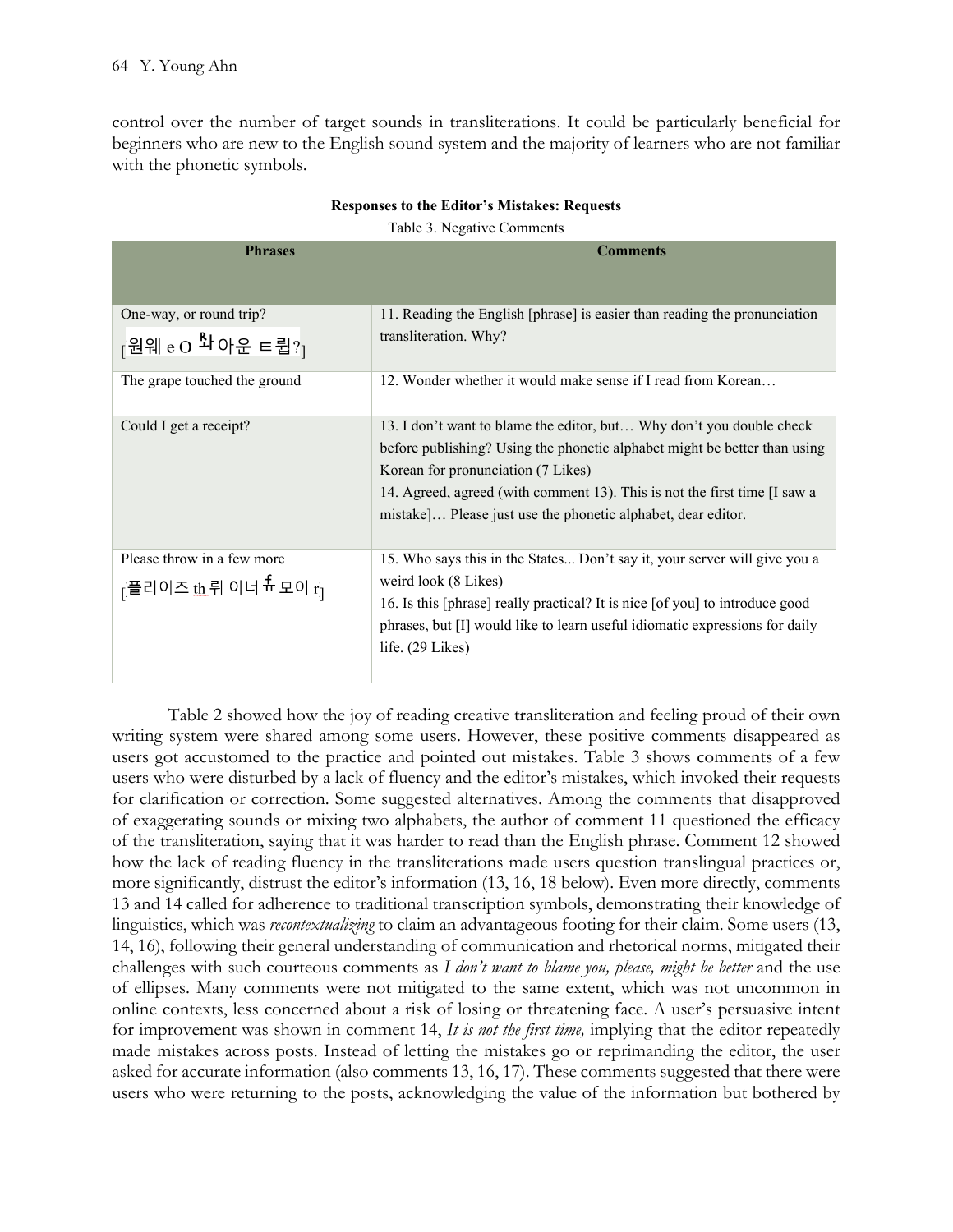control over the number of target sounds in transliterations. It could be particularly beneficial for beginners who are new to the English sound system and the majority of learners who are not familiar with the phonetic symbols.

**Responses to the Editor's Mistakes: Requests**

Table 3. Negative Comments

| Phrases | Comments |
|---|---|
| One-way, or round trip? [원웨 e O 롸아운 ㅌ륍?] | 11. Reading the English [phrase] is easier than reading the pronunciation transliteration. Why? |
| The grape touched the ground | 12. Wonder whether it would make sense if I read from Korean… |
| Could I get a receipt? | 13. I don't want to blame the editor, but… Why don't you double check before publishing? Using the phonetic alphabet might be better than using Korean for pronunciation (7 Likes)<br>14. Agreed, agreed (with comment 13). This is not the first time [I saw a mistake]… Please just use the phonetic alphabet, dear editor. |
| Please throw in a few more [플리이즈 th 뤄 이너 f유 모어 r] | 15. Who says this in the States... Don't say it, your server will give you a weird look (8 Likes)<br>16. Is this [phrase] really practical? It is nice [of you] to introduce good phrases, but [I] would like to learn useful idiomatic expressions for daily life. (29 Likes) |

Table 2 showed how the joy of reading creative transliteration and feeling proud of their own writing system were shared among some users. However, these positive comments disappeared as users got accustomed to the practice and pointed out mistakes. Table 3 shows comments of a few users who were disturbed by a lack of fluency and the editor's mistakes, which invoked their requests for clarification or correction. Some suggested alternatives. Among the comments that disapproved of exaggerating sounds or mixing two alphabets, the author of comment 11 questioned the efficacy of the transliteration, saying that it was harder to read than the English phrase. Comment 12 showed how the lack of reading fluency in the transliterations made users question translingual practices or, more significantly, distrust the editor's information (13, 16, 18 below). Even more directly, comments 13 and 14 called for adherence to traditional transcription symbols, demonstrating their knowledge of linguistics, which was *recontextualizing* to claim an advantageous footing for their claim. Some users (13, 14, 16), following their general understanding of communication and rhetorical norms, mitigated their challenges with such courteous comments as *I don't want to blame you, please, might be better* and the use of ellipses. Many comments were not mitigated to the same extent, which was not uncommon in online contexts, less concerned about a risk of losing or threatening face. A user's persuasive intent for improvement was shown in comment 14, *It is not the first time,* implying that the editor repeatedly made mistakes across posts. Instead of letting the mistakes go or reprimanding the editor, the user asked for accurate information (also comments 13, 16, 17). These comments suggested that there were users who were returning to the posts, acknowledging the value of the information but bothered by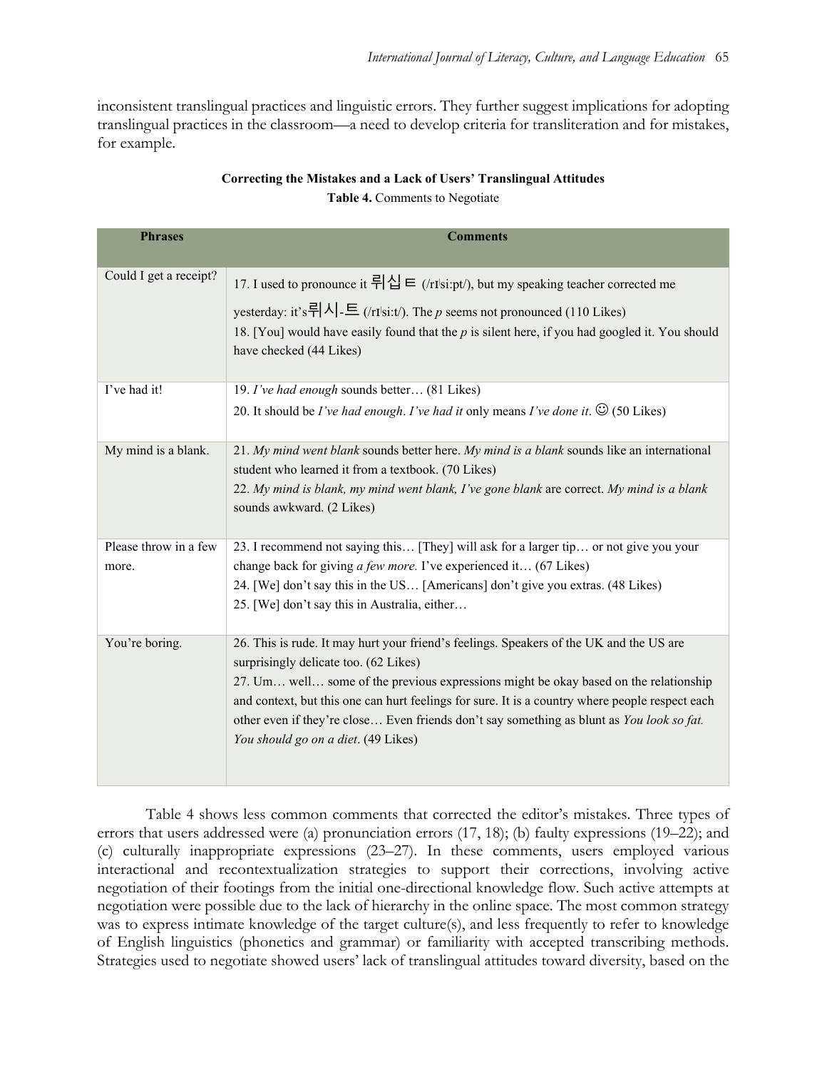inconsistent translingual practices and linguistic errors. They further suggest implications for adopting translingual practices in the classroom—a need to develop criteria for transliteration and for mistakes, for example.

**Correcting the Mistakes and a Lack of Users' Translingual Attitudes**

**Table 4.** Comments to Negotiate

| Phrases | Comments |
|---|---|
| Could I get a receipt? | 17. I used to pronounce it 뤼십트 (/rɪˈsiːpt/), but my speaking teacher corrected me yesterday: it's뤼시-트 (/rɪˈsiːt/). The *p* seems not pronounced (110 Likes)<br>18. [You] would have easily found that the *p* is silent here, if you had googled it. You should have checked (44 Likes) |
| I've had it! | 19. *I've had enough* sounds better… (81 Likes)<br>20. It should be *I've had enough*. *I've had it* only means *I've done it*. ☺ (50 Likes) |
| My mind is a blank. | 21. *My mind went blank* sounds better here. *My mind is a blank* sounds like an international student who learned it from a textbook. (70 Likes)<br>22. *My mind is blank, my mind went blank, I've gone blank* are correct. *My mind is a blank* sounds awkward. (2 Likes) |
| Please throw in a few more. | 23. I recommend not saying this… [They] will ask for a larger tip… or not give you your change back for giving *a few more.* I've experienced it… (67 Likes)<br>24. [We] don't say this in the US… [Americans] don't give you extras. (48 Likes)<br>25. [We] don't say this in Australia, either… |
| You're boring. | 26. This is rude. It may hurt your friend's feelings. Speakers of the UK and the US are surprisingly delicate too. (62 Likes)<br>27. Um… well… some of the previous expressions might be okay based on the relationship and context, but this one can hurt feelings for sure. It is a country where people respect each other even if they're close… Even friends don't say something as blunt as *You look so fat. You should go on a diet*. (49 Likes) |

Table 4 shows less common comments that corrected the editor's mistakes. Three types of errors that users addressed were (a) pronunciation errors (17, 18); (b) faulty expressions (19–22); and (c) culturally inappropriate expressions (23–27). In these comments, users employed various interactional and recontextualization strategies to support their corrections, involving active negotiation of their footings from the initial one-directional knowledge flow. Such active attempts at negotiation were possible due to the lack of hierarchy in the online space. The most common strategy was to express intimate knowledge of the target culture(s), and less frequently to refer to knowledge of English linguistics (phonetics and grammar) or familiarity with accepted transcribing methods. Strategies used to negotiate showed users' lack of translingual attitudes toward diversity, based on the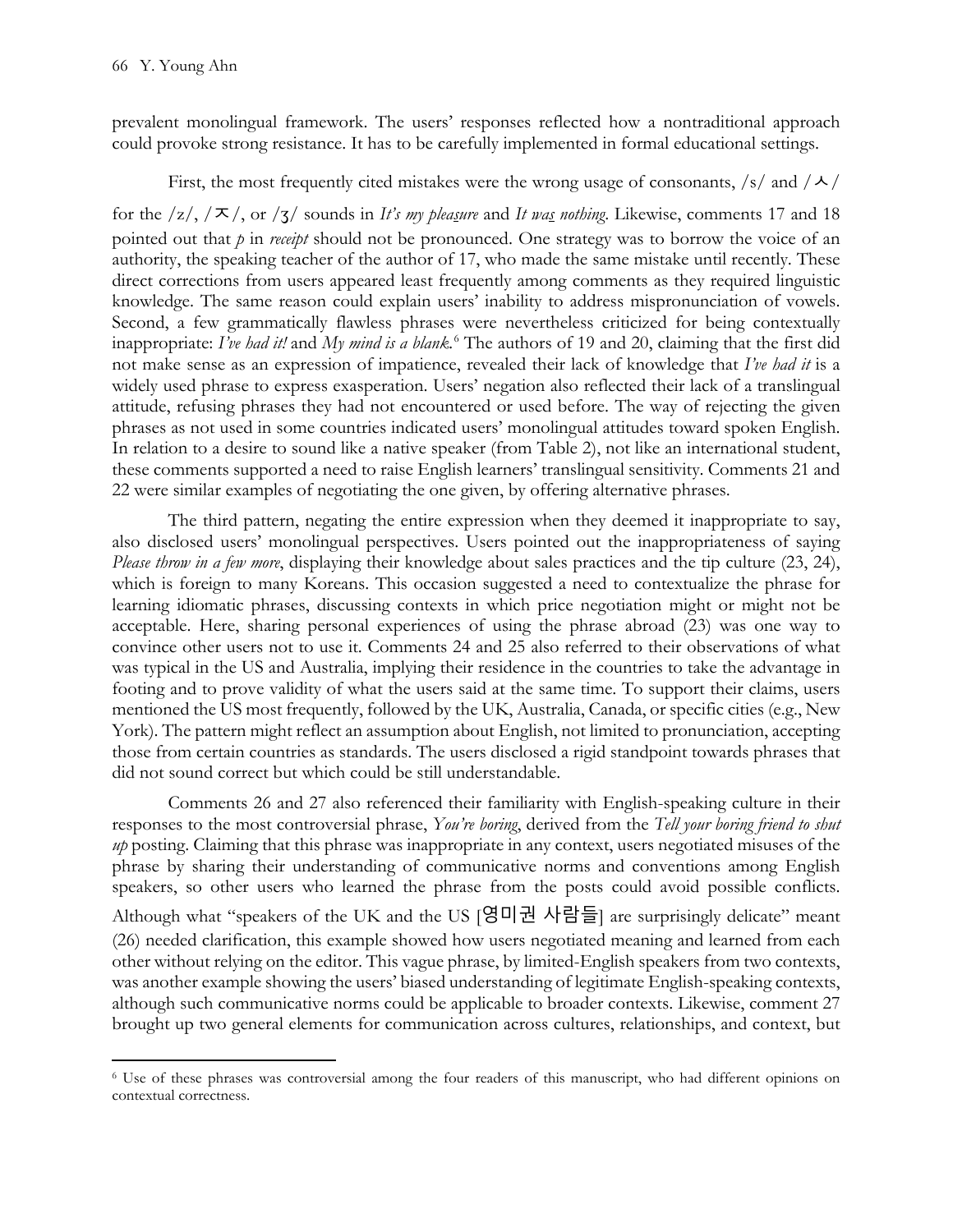prevalent monolingual framework. The users' responses reflected how a nontraditional approach could provoke strong resistance. It has to be carefully implemented in formal educational settings.

First, the most frequently cited mistakes were the wrong usage of consonants, /s/ and /ㅅ/ for the /z/, /ㅈ/, or /ʒ/ sounds in *It's my pleasure* and *It was nothing*. Likewise, comments 17 and 18 pointed out that *p* in *receipt* should not be pronounced. One strategy was to borrow the voice of an authority, the speaking teacher of the author of 17, who made the same mistake until recently. These direct corrections from users appeared least frequently among comments as they required linguistic knowledge. The same reason could explain users' inability to address mispronunciation of vowels. Second, a few grammatically flawless phrases were nevertheless criticized for being contextually inappropriate: *I've had it!* and *My mind is a blank*.[6] The authors of 19 and 20, claiming that the first did not make sense as an expression of impatience, revealed their lack of knowledge that *I've had it* is a widely used phrase to express exasperation. Users' negation also reflected their lack of a translingual attitude, refusing phrases they had not encountered or used before. The way of rejecting the given phrases as not used in some countries indicated users' monolingual attitudes toward spoken English. In relation to a desire to sound like a native speaker (from Table 2), not like an international student, these comments supported a need to raise English learners' translingual sensitivity. Comments 21 and 22 were similar examples of negotiating the one given, by offering alternative phrases.

The third pattern, negating the entire expression when they deemed it inappropriate to say, also disclosed users' monolingual perspectives. Users pointed out the inappropriateness of saying *Please throw in a few more*, displaying their knowledge about sales practices and the tip culture (23, 24), which is foreign to many Koreans. This occasion suggested a need to contextualize the phrase for learning idiomatic phrases, discussing contexts in which price negotiation might or might not be acceptable. Here, sharing personal experiences of using the phrase abroad (23) was one way to convince other users not to use it. Comments 24 and 25 also referred to their observations of what was typical in the US and Australia, implying their residence in the countries to take the advantage in footing and to prove validity of what the users said at the same time. To support their claims, users mentioned the US most frequently, followed by the UK, Australia, Canada, or specific cities (e.g., New York). The pattern might reflect an assumption about English, not limited to pronunciation, accepting those from certain countries as standards. The users disclosed a rigid standpoint towards phrases that did not sound correct but which could be still understandable.

Comments 26 and 27 also referenced their familiarity with English-speaking culture in their responses to the most controversial phrase, *You're boring*, derived from the *Tell your boring friend to shut up* posting. Claiming that this phrase was inappropriate in any context, users negotiated misuses of the phrase by sharing their understanding of communicative norms and conventions among English speakers, so other users who learned the phrase from the posts could avoid possible conflicts. Although what "speakers of the UK and the US [영미권 사람들] are surprisingly delicate" meant (26) needed clarification, this example showed how users negotiated meaning and learned from each other without relying on the editor. This vague phrase, by limited-English speakers from two contexts, was another example showing the users' biased understanding of legitimate English-speaking contexts, although such communicative norms could be applicable to broader contexts. Likewise, comment 27 brought up two general elements for communication across cultures, relationships, and context, but

[6] Use of these phrases was controversial among the four readers of this manuscript, who had different opinions on contextual correctness.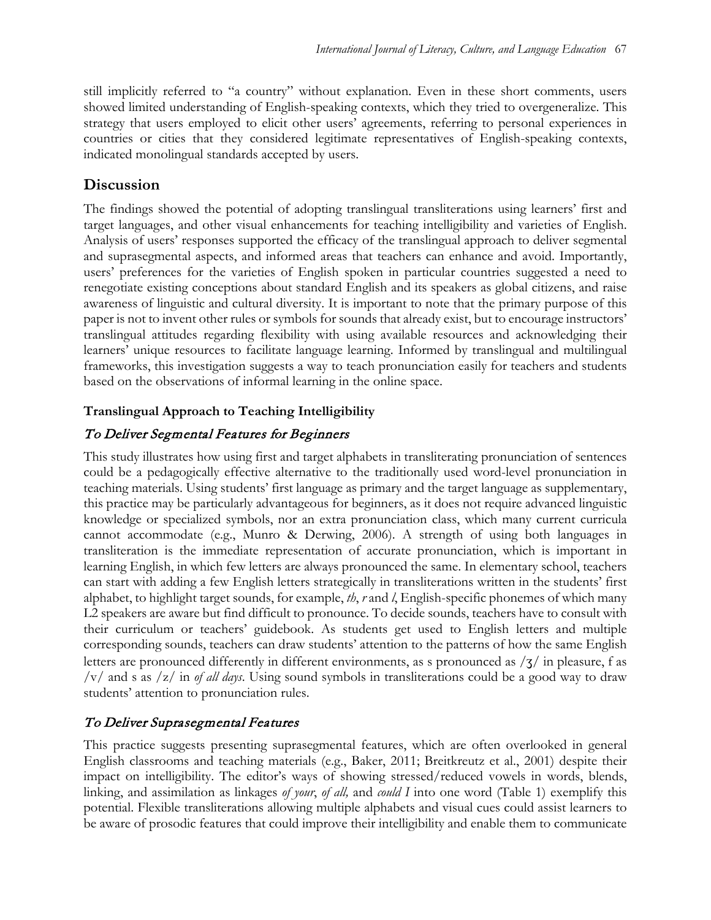still implicitly referred to "a country" without explanation. Even in these short comments, users showed limited understanding of English-speaking contexts, which they tried to overgeneralize. This strategy that users employed to elicit other users' agreements, referring to personal experiences in countries or cities that they considered legitimate representatives of English-speaking contexts, indicated monolingual standards accepted by users.

## Discussion

The findings showed the potential of adopting translingual transliterations using learners' first and target languages, and other visual enhancements for teaching intelligibility and varieties of English. Analysis of users' responses supported the efficacy of the translingual approach to deliver segmental and suprasegmental aspects, and informed areas that teachers can enhance and avoid. Importantly, users' preferences for the varieties of English spoken in particular countries suggested a need to renegotiate existing conceptions about standard English and its speakers as global citizens, and raise awareness of linguistic and cultural diversity. It is important to note that the primary purpose of this paper is not to invent other rules or symbols for sounds that already exist, but to encourage instructors' translingual attitudes regarding flexibility with using available resources and acknowledging their learners' unique resources to facilitate language learning. Informed by translingual and multilingual frameworks, this investigation suggests a way to teach pronunciation easily for teachers and students based on the observations of informal learning in the online space.

### Translingual Approach to Teaching Intelligibility

#### *To Deliver Segmental Features for Beginners*

This study illustrates how using first and target alphabets in transliterating pronunciation of sentences could be a pedagogically effective alternative to the traditionally used word-level pronunciation in teaching materials. Using students' first language as primary and the target language as supplementary, this practice may be particularly advantageous for beginners, as it does not require advanced linguistic knowledge or specialized symbols, nor an extra pronunciation class, which many current curricula cannot accommodate (e.g., Munro & Derwing, 2006). A strength of using both languages in transliteration is the immediate representation of accurate pronunciation, which is important in learning English, in which few letters are always pronounced the same. In elementary school, teachers can start with adding a few English letters strategically in transliterations written in the students' first alphabet, to highlight target sounds, for example, *th*, *r* and *l*, English-specific phonemes of which many L2 speakers are aware but find difficult to pronounce. To decide sounds, teachers have to consult with their curriculum or teachers' guidebook. As students get used to English letters and multiple corresponding sounds, teachers can draw students' attention to the patterns of how the same English letters are pronounced differently in different environments, as s pronounced as /ʒ/ in pleasure, f as /v/ and s as /z/ in *of all days*. Using sound symbols in transliterations could be a good way to draw students' attention to pronunciation rules.

#### *To Deliver Suprasegmental Features*

This practice suggests presenting suprasegmental features, which are often overlooked in general English classrooms and teaching materials (e.g., Baker, 2011; Breitkreutz et al., 2001) despite their impact on intelligibility. The editor's ways of showing stressed/reduced vowels in words, blends, linking, and assimilation as linkages *of your*, *of all,* and *could I* into one word (Table 1) exemplify this potential. Flexible transliterations allowing multiple alphabets and visual cues could assist learners to be aware of prosodic features that could improve their intelligibility and enable them to communicate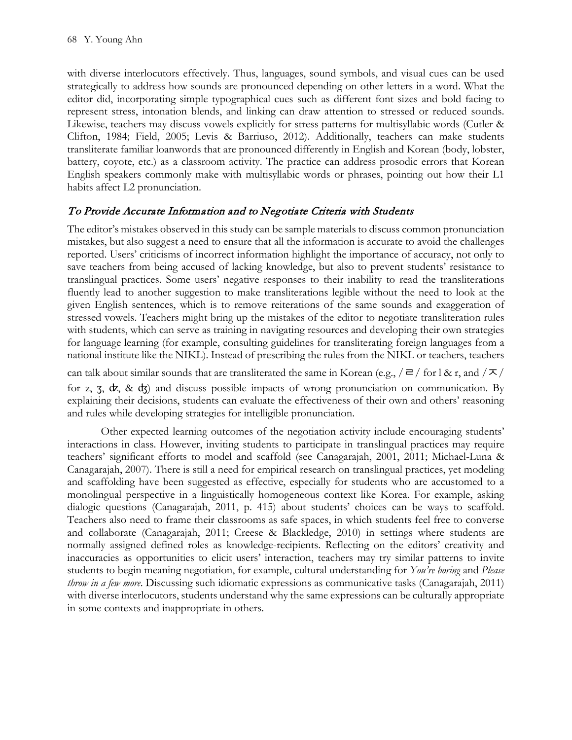with diverse interlocutors effectively. Thus, languages, sound symbols, and visual cues can be used strategically to address how sounds are pronounced depending on other letters in a word. What the editor did, incorporating simple typographical cues such as different font sizes and bold facing to represent stress, intonation blends, and linking can draw attention to stressed or reduced sounds. Likewise, teachers may discuss vowels explicitly for stress patterns for multisyllabic words (Cutler & Clifton, 1984; Field, 2005; Levis & Barriuso, 2012). Additionally, teachers can make students transliterate familiar loanwords that are pronounced differently in English and Korean (body, lobster, battery, coyote, etc.) as a classroom activity. The practice can address prosodic errors that Korean English speakers commonly make with multisyllabic words or phrases, pointing out how their L1 habits affect L2 pronunciation.

### *To Provide Accurate Information and to Negotiate Criteria with Students*

The editor's mistakes observed in this study can be sample materials to discuss common pronunciation mistakes, but also suggest a need to ensure that all the information is accurate to avoid the challenges reported. Users' criticisms of incorrect information highlight the importance of accuracy, not only to save teachers from being accused of lacking knowledge, but also to prevent students' resistance to translingual practices. Some users' negative responses to their inability to read the transliterations fluently lead to another suggestion to make transliterations legible without the need to look at the given English sentences, which is to remove reiterations of the same sounds and exaggeration of stressed vowels. Teachers might bring up the mistakes of the editor to negotiate transliteration rules with students, which can serve as training in navigating resources and developing their own strategies for language learning (for example, consulting guidelines for transliterating foreign languages from a national institute like the NIKL). Instead of prescribing the rules from the NIKL or teachers, teachers can talk about similar sounds that are transliterated the same in Korean (e.g., /ㄹ/ for l & r, and /ㅈ/ for z, ʒ, ʣ, & ʤ) and discuss possible impacts of wrong pronunciation on communication. By explaining their decisions, students can evaluate the effectiveness of their own and others' reasoning and rules while developing strategies for intelligible pronunciation.

Other expected learning outcomes of the negotiation activity include encouraging students' interactions in class. However, inviting students to participate in translingual practices may require teachers' significant efforts to model and scaffold (see Canagarajah, 2001, 2011; Michael-Luna & Canagarajah, 2007). There is still a need for empirical research on translingual practices, yet modeling and scaffolding have been suggested as effective, especially for students who are accustomed to a monolingual perspective in a linguistically homogeneous context like Korea. For example, asking dialogic questions (Canagarajah, 2011, p. 415) about students' choices can be ways to scaffold. Teachers also need to frame their classrooms as safe spaces, in which students feel free to converse and collaborate (Canagarajah, 2011; Creese & Blackledge, 2010) in settings where students are normally assigned defined roles as knowledge-recipients. Reflecting on the editors' creativity and inaccuracies as opportunities to elicit users' interaction, teachers may try similar patterns to invite students to begin meaning negotiation, for example, cultural understanding for *You're boring* and *Please throw in a few more*. Discussing such idiomatic expressions as communicative tasks (Canagarajah, 2011) with diverse interlocutors, students understand why the same expressions can be culturally appropriate in some contexts and inappropriate in others.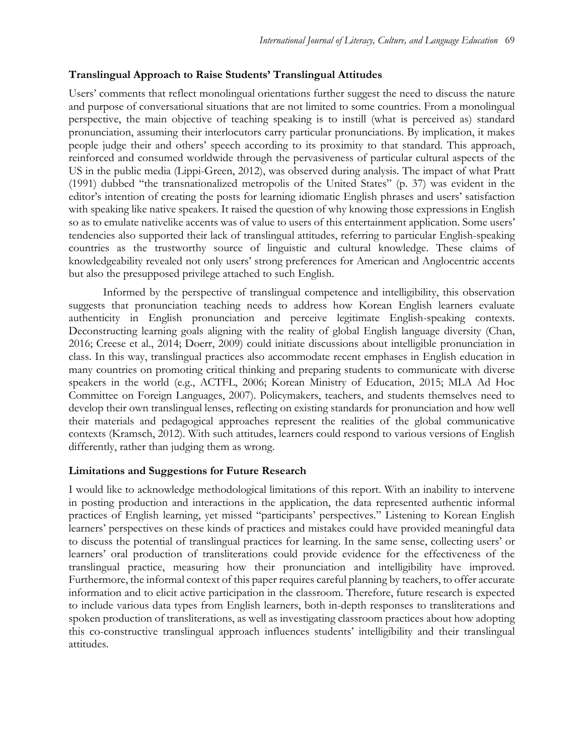### Translingual Approach to Raise Students' Translingual Attitudes

Users' comments that reflect monolingual orientations further suggest the need to discuss the nature and purpose of conversational situations that are not limited to some countries. From a monolingual perspective, the main objective of teaching speaking is to instill (what is perceived as) standard pronunciation, assuming their interlocutors carry particular pronunciations. By implication, it makes people judge their and others' speech according to its proximity to that standard. This approach, reinforced and consumed worldwide through the pervasiveness of particular cultural aspects of the US in the public media (Lippi-Green, 2012), was observed during analysis. The impact of what Pratt (1991) dubbed "the transnationalized metropolis of the United States" (p. 37) was evident in the editor's intention of creating the posts for learning idiomatic English phrases and users' satisfaction with speaking like native speakers. It raised the question of why knowing those expressions in English so as to emulate nativelike accents was of value to users of this entertainment application. Some users' tendencies also supported their lack of translingual attitudes, referring to particular English-speaking countries as the trustworthy source of linguistic and cultural knowledge. These claims of knowledgeability revealed not only users' strong preferences for American and Anglocentric accents but also the presupposed privilege attached to such English.

Informed by the perspective of translingual competence and intelligibility, this observation suggests that pronunciation teaching needs to address how Korean English learners evaluate authenticity in English pronunciation and perceive legitimate English-speaking contexts. Deconstructing learning goals aligning with the reality of global English language diversity (Chan, 2016; Creese et al., 2014; Doerr, 2009) could initiate discussions about intelligible pronunciation in class. In this way, translingual practices also accommodate recent emphases in English education in many countries on promoting critical thinking and preparing students to communicate with diverse speakers in the world (e.g., ACTFL, 2006; Korean Ministry of Education, 2015; MLA Ad Hoc Committee on Foreign Languages, 2007). Policymakers, teachers, and students themselves need to develop their own translingual lenses, reflecting on existing standards for pronunciation and how well their materials and pedagogical approaches represent the realities of the global communicative contexts (Kramsch, 2012). With such attitudes, learners could respond to various versions of English differently, rather than judging them as wrong.

### Limitations and Suggestions for Future Research

I would like to acknowledge methodological limitations of this report. With an inability to intervene in posting production and interactions in the application, the data represented authentic informal practices of English learning, yet missed "participants' perspectives." Listening to Korean English learners' perspectives on these kinds of practices and mistakes could have provided meaningful data to discuss the potential of translingual practices for learning. In the same sense, collecting users' or learners' oral production of transliterations could provide evidence for the effectiveness of the translingual practice, measuring how their pronunciation and intelligibility have improved. Furthermore, the informal context of this paper requires careful planning by teachers, to offer accurate information and to elicit active participation in the classroom. Therefore, future research is expected to include various data types from English learners, both in-depth responses to transliterations and spoken production of transliterations, as well as investigating classroom practices about how adopting this co-constructive translingual approach influences students' intelligibility and their translingual attitudes.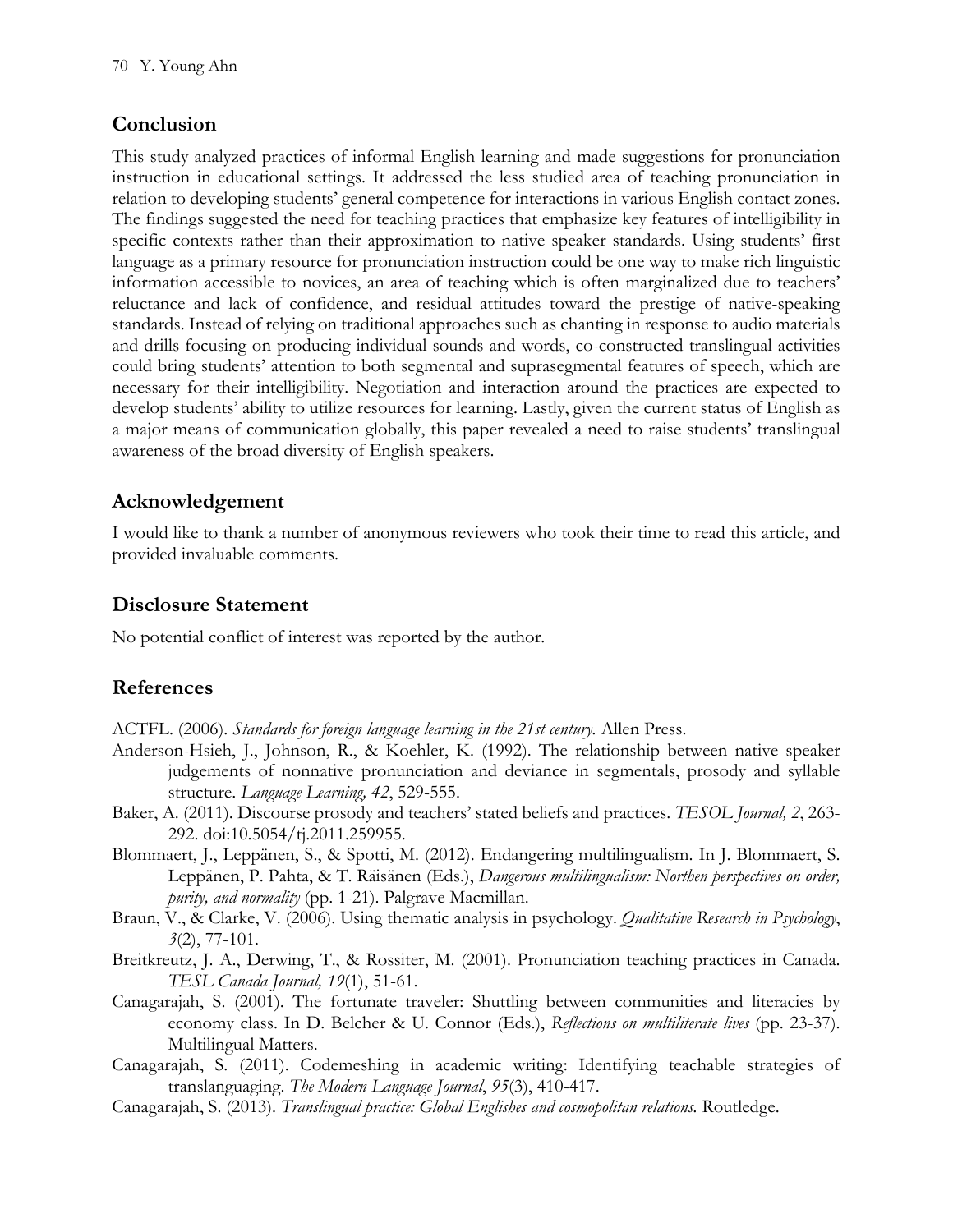## Conclusion

This study analyzed practices of informal English learning and made suggestions for pronunciation instruction in educational settings. It addressed the less studied area of teaching pronunciation in relation to developing students' general competence for interactions in various English contact zones. The findings suggested the need for teaching practices that emphasize key features of intelligibility in specific contexts rather than their approximation to native speaker standards. Using students' first language as a primary resource for pronunciation instruction could be one way to make rich linguistic information accessible to novices, an area of teaching which is often marginalized due to teachers' reluctance and lack of confidence, and residual attitudes toward the prestige of native-speaking standards. Instead of relying on traditional approaches such as chanting in response to audio materials and drills focusing on producing individual sounds and words, co-constructed translingual activities could bring students' attention to both segmental and suprasegmental features of speech, which are necessary for their intelligibility. Negotiation and interaction around the practices are expected to develop students' ability to utilize resources for learning. Lastly, given the current status of English as a major means of communication globally, this paper revealed a need to raise students' translingual awareness of the broad diversity of English speakers.

## Acknowledgement

I would like to thank a number of anonymous reviewers who took their time to read this article, and provided invaluable comments.

## Disclosure Statement

No potential conflict of interest was reported by the author.

## References

ACTFL. (2006). *Standards for foreign language learning in the 21st century.* Allen Press.

Anderson-Hsieh, J., Johnson, R., & Koehler, K. (1992). The relationship between native speaker judgements of nonnative pronunciation and deviance in segmentals, prosody and syllable structure. *Language Learning, 42*, 529-555.

Baker, A. (2011). Discourse prosody and teachers' stated beliefs and practices. *TESOL Journal, 2*, 263-292. doi:10.5054/tj.2011.259955.

Blommaert, J., Leppänen, S., & Spotti, M. (2012). Endangering multilingualism. In J. Blommaert, S. Leppänen, P. Pahta, & T. Räisänen (Eds.), *Dangerous multilingualism: Northen perspectives on order, purity, and normality* (pp. 1-21). Palgrave Macmillan.

Braun, V., & Clarke, V. (2006). Using thematic analysis in psychology. *Qualitative Research in Psychology*, *3*(2), 77-101.

Breitkreutz, J. A., Derwing, T., & Rossiter, M. (2001). Pronunciation teaching practices in Canada. *TESL Canada Journal, 19*(1), 51-61.

Canagarajah, S. (2001). The fortunate traveler: Shuttling between communities and literacies by economy class. In D. Belcher & U. Connor (Eds.), *Reflections on multiliterate lives* (pp. 23-37). Multilingual Matters.

Canagarajah, S. (2011). Codemeshing in academic writing: Identifying teachable strategies of translanguaging. *The Modern Language Journal*, *95*(3), 410-417.

Canagarajah, S. (2013). *Translingual practice: Global Englishes and cosmopolitan relations.* Routledge.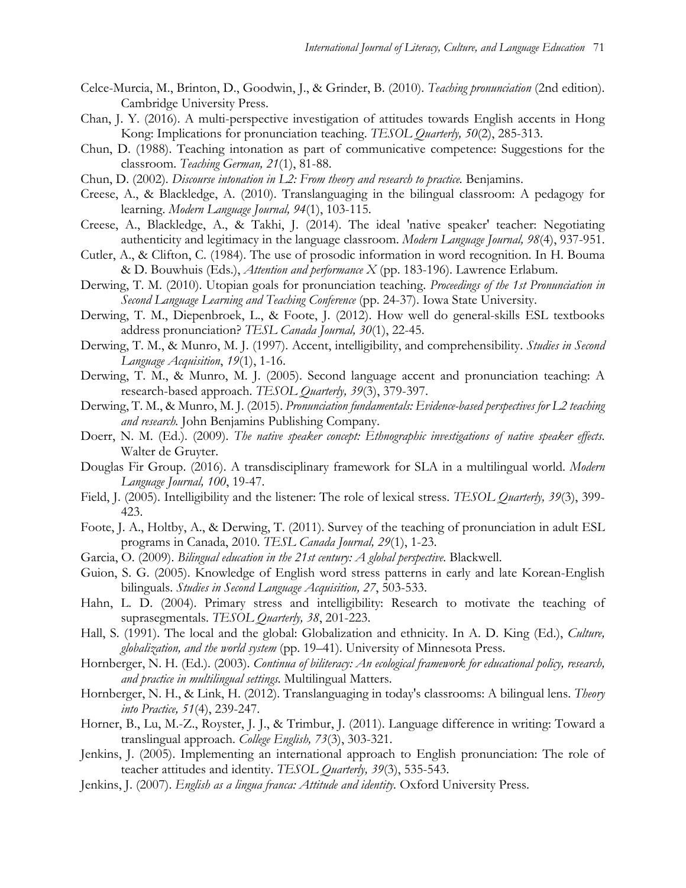Celce-Murcia, M., Brinton, D., Goodwin, J., & Grinder, B. (2010). *Teaching pronunciation* (2nd edition). Cambridge University Press.

Chan, J. Y. (2016). A multi-perspective investigation of attitudes towards English accents in Hong Kong: Implications for pronunciation teaching. *TESOL Quarterly, 50*(2), 285-313.

Chun, D. (1988). Teaching intonation as part of communicative competence: Suggestions for the classroom. *Teaching German, 21*(1), 81-88.

Chun, D. (2002). *Discourse intonation in L2: From theory and research to practice.* Benjamins.

Creese, A., & Blackledge, A. (2010). Translanguaging in the bilingual classroom: A pedagogy for learning. *Modern Language Journal, 94*(1), 103-115.

Creese, A., Blackledge, A., & Takhi, J. (2014). The ideal 'native speaker' teacher: Negotiating authenticity and legitimacy in the language classroom. *Modern Language Journal, 98*(4), 937-951.

Cutler, A., & Clifton, C. (1984). The use of prosodic information in word recognition. In H. Bouma & D. Bouwhuis (Eds.), *Attention and performance X* (pp. 183-196). Lawrence Erlabum.

Derwing, T. M. (2010). Utopian goals for pronunciation teaching. *Proceedings of the 1st Pronunciation in Second Language Learning and Teaching Conference* (pp. 24-37). Iowa State University.

Derwing, T. M., Diepenbroek, L., & Foote, J. (2012). How well do general-skills ESL textbooks address pronunciation? *TESL Canada Journal, 30*(1), 22-45.

Derwing, T. M., & Munro, M. J. (1997). Accent, intelligibility, and comprehensibility. *Studies in Second Language Acquisition*, *19*(1), 1-16.

Derwing, T. M., & Munro, M. J. (2005). Second language accent and pronunciation teaching: A research-based approach. *TESOL Quarterly, 39*(3), 379-397.

Derwing, T. M., & Munro, M. J. (2015). *Pronunciation fundamentals: Evidence-based perspectives for L2 teaching and research.* John Benjamins Publishing Company.

Doerr, N. M. (Ed.). (2009). *The native speaker concept: Ethnographic investigations of native speaker effects.* Walter de Gruyter.

Douglas Fir Group. (2016). A transdisciplinary framework for SLA in a multilingual world. *Modern Language Journal, 100*, 19-47.

Field, J. (2005). Intelligibility and the listener: The role of lexical stress. *TESOL Quarterly, 39*(3), 399-423.

Foote, J. A., Holtby, A., & Derwing, T. (2011). Survey of the teaching of pronunciation in adult ESL programs in Canada, 2010. *TESL Canada Journal, 29*(1), 1-23.

Garcia, O. (2009). *Bilingual education in the 21st century: A global perspective.* Blackwell.

Guion, S. G. (2005). Knowledge of English word stress patterns in early and late Korean-English bilinguals. *Studies in Second Language Acquisition, 27*, 503-533.

Hahn, L. D. (2004). Primary stress and intelligibility: Research to motivate the teaching of suprasegmentals. *TESOL Quarterly, 38*, 201-223.

Hall, S. (1991). The local and the global: Globalization and ethnicity. In A. D. King (Ed.), *Culture, globalization, and the world system* (pp. 19–41). University of Minnesota Press.

Hornberger, N. H. (Ed.). (2003). *Continua of biliteracy: An ecological framework for educational policy, research, and practice in multilingual settings.* Multilingual Matters.

Hornberger, N. H., & Link, H. (2012). Translanguaging in today's classrooms: A bilingual lens. *Theory into Practice, 51*(4), 239-247.

Horner, B., Lu, M.-Z., Royster, J. J., & Trimbur, J. (2011). Language difference in writing: Toward a translingual approach. *College English, 73*(3), 303-321.

Jenkins, J. (2005). Implementing an international approach to English pronunciation: The role of teacher attitudes and identity. *TESOL Quarterly, 39*(3), 535-543.

Jenkins, J. (2007). *English as a lingua franca: Attitude and identity.* Oxford University Press.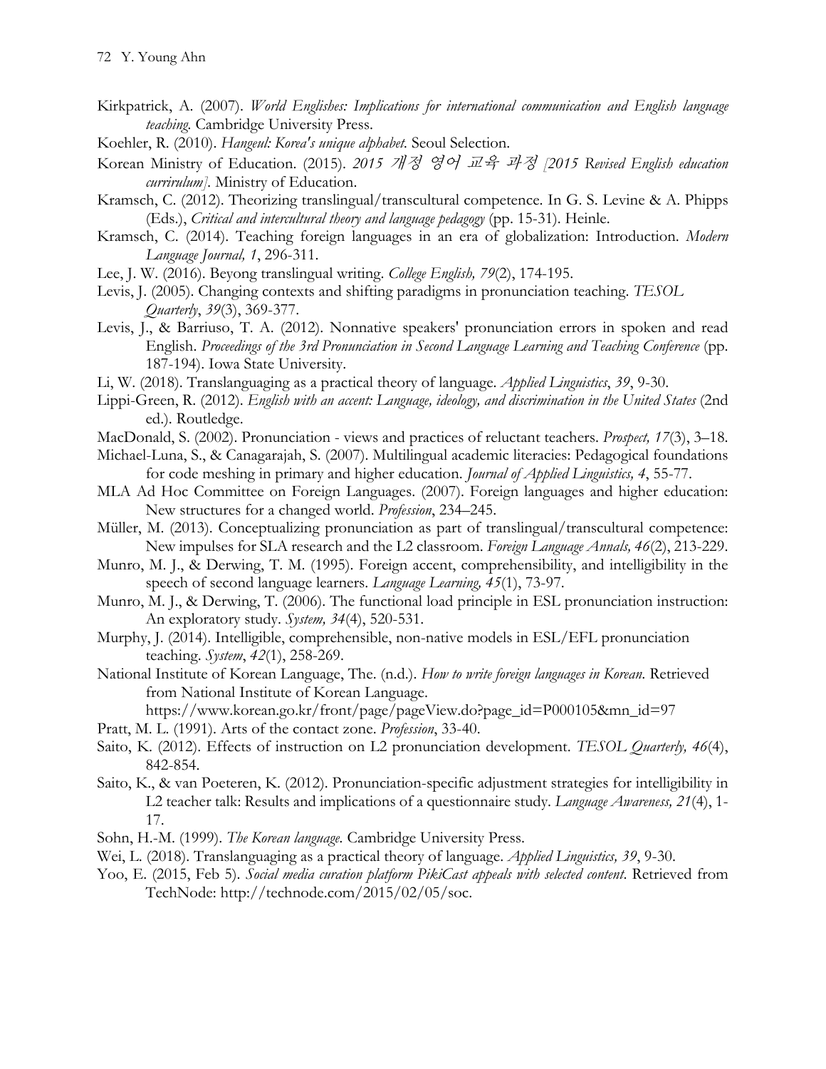Kirkpatrick, A. (2007). *World Englishes: Implications for international communication and English language teaching*. Cambridge University Press.

Koehler, R. (2010). *Hangeul: Korea's unique alphabet*. Seoul Selection.

Korean Ministry of Education. (2015). *2015 개정 영어 교육 과정 [2015 Revised English education currirulum]*. Ministry of Education.

Kramsch, C. (2012). Theorizing translingual/transcultural competence. In G. S. Levine & A. Phipps (Eds.), *Critical and intercultural theory and language pedagogy* (pp. 15-31). Heinle.

Kramsch, C. (2014). Teaching foreign languages in an era of globalization: Introduction. *Modern Language Journal, 1*, 296-311.

Lee, J. W. (2016). Beyong translingual writing. *College English, 79*(2), 174-195.

Levis, J. (2005). Changing contexts and shifting paradigms in pronunciation teaching. *TESOL Quarterly*, *39*(3), 369-377.

Levis, J., & Barriuso, T. A. (2012). Nonnative speakers' pronunciation errors in spoken and read English. *Proceedings of the 3rd Pronunciation in Second Language Learning and Teaching Conference* (pp. 187-194). Iowa State University.

Li, W. (2018). Translanguaging as a practical theory of language. *Applied Linguistics*, *39*, 9-30.

Lippi-Green, R. (2012). *English with an accent: Language, ideology, and discrimination in the United States* (2nd ed.). Routledge.

MacDonald, S. (2002). Pronunciation - views and practices of reluctant teachers. *Prospect, 17*(3), 3–18.

Michael-Luna, S., & Canagarajah, S. (2007). Multilingual academic literacies: Pedagogical foundations for code meshing in primary and higher education. *Journal of Applied Linguistics, 4*, 55-77.

MLA Ad Hoc Committee on Foreign Languages. (2007). Foreign languages and higher education: New structures for a changed world. *Profession*, 234–245.

Müller, M. (2013). Conceptualizing pronunciation as part of translingual/transcultural competence: New impulses for SLA research and the L2 classroom. *Foreign Language Annals, 46*(2), 213-229.

Munro, M. J., & Derwing, T. M. (1995). Foreign accent, comprehensibility, and intelligibility in the speech of second language learners. *Language Learning, 45*(1), 73-97.

Munro, M. J., & Derwing, T. (2006). The functional load principle in ESL pronunciation instruction: An exploratory study. *System, 34*(4), 520-531.

Murphy, J. (2014). Intelligible, comprehensible, non-native models in ESL/EFL pronunciation teaching. *System*, *42*(1), 258-269.

National Institute of Korean Language, The. (n.d.). *How to write foreign languages in Korean*. Retrieved from National Institute of Korean Language. https://www.korean.go.kr/front/page/pageView.do?page_id=P000105&mn_id=97

Pratt, M. L. (1991). Arts of the contact zone. *Profession*, 33-40.

Saito, K. (2012). Effects of instruction on L2 pronunciation development. *TESOL Quarterly, 46*(4), 842-854.

Saito, K., & van Poeteren, K. (2012). Pronunciation-specific adjustment strategies for intelligibility in L2 teacher talk: Results and implications of a questionnaire study. *Language Awareness, 21*(4), 1-17.

Sohn, H.-M. (1999). *The Korean language*. Cambridge University Press.

Wei, L. (2018). Translanguaging as a practical theory of language. *Applied Linguistics, 39*, 9-30.

Yoo, E. (2015, Feb 5). *Social media curation platform PikiCast appeals with selected content*. Retrieved from TechNode: http://technode.com/2015/02/05/soc.